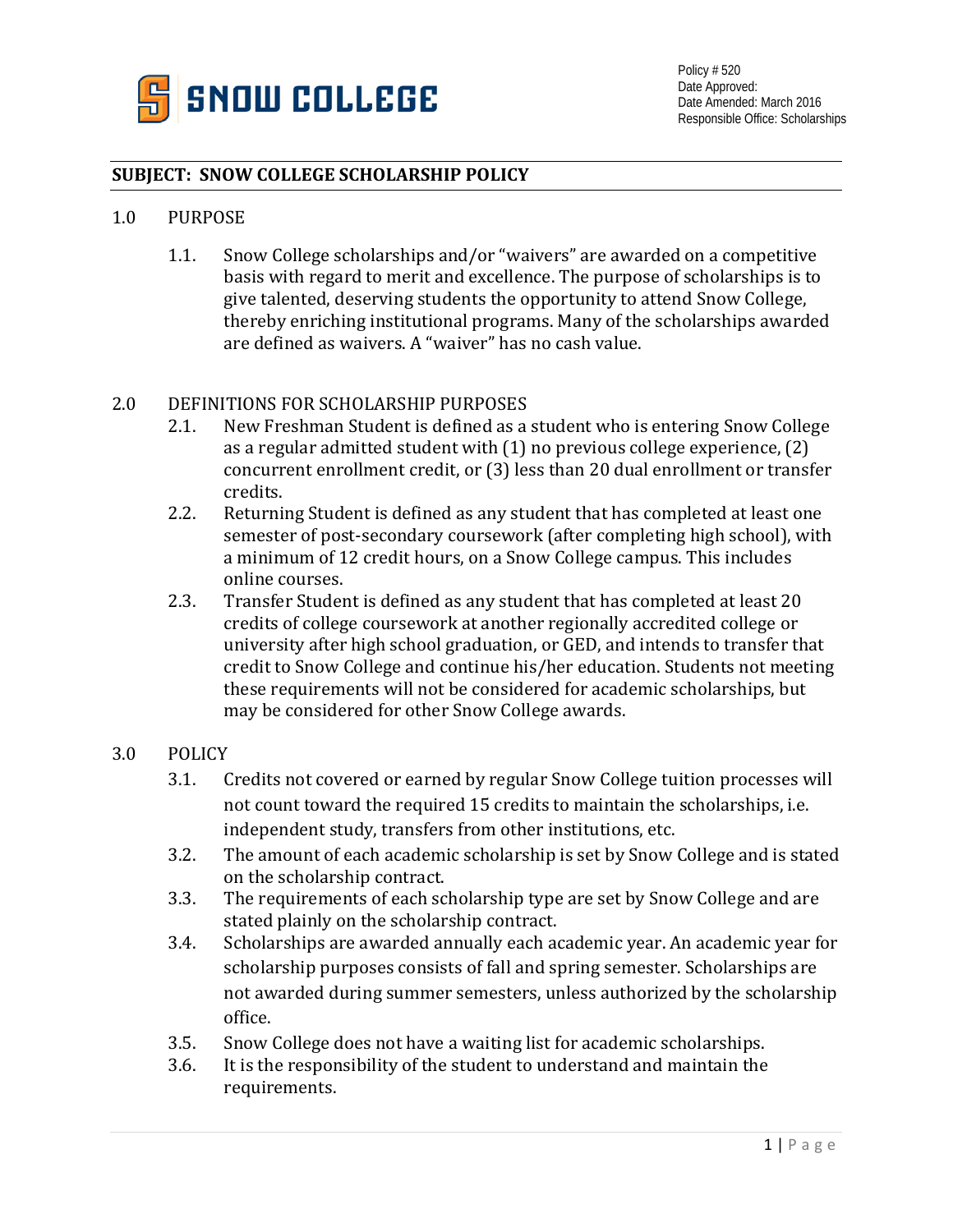SNOW COLLEGE

Policy # 520
Date Approved:
Date Amended: March 2016
Responsible Office: Scholarships

## SUBJECT: SNOW COLLEGE SCHOLARSHIP POLICY

### 1.0 PURPOSE

1.1. Snow College scholarships and/or "waivers" are awarded on a competitive basis with regard to merit and excellence. The purpose of scholarships is to give talented, deserving students the opportunity to attend Snow College, thereby enriching institutional programs. Many of the scholarships awarded are defined as waivers. A "waiver" has no cash value.

### 2.0 DEFINITIONS FOR SCHOLARSHIP PURPOSES

2.1. New Freshman Student is defined as a student who is entering Snow College as a regular admitted student with (1) no previous college experience, (2) concurrent enrollment credit, or (3) less than 20 dual enrollment or transfer credits.

2.2. Returning Student is defined as any student that has completed at least one semester of post-secondary coursework (after completing high school), with a minimum of 12 credit hours, on a Snow College campus. This includes online courses.

2.3. Transfer Student is defined as any student that has completed at least 20 credits of college coursework at another regionally accredited college or university after high school graduation, or GED, and intends to transfer that credit to Snow College and continue his/her education. Students not meeting these requirements will not be considered for academic scholarships, but may be considered for other Snow College awards.

### 3.0 POLICY

3.1. Credits not covered or earned by regular Snow College tuition processes will not count toward the required 15 credits to maintain the scholarships, i.e. independent study, transfers from other institutions, etc.

3.2. The amount of each academic scholarship is set by Snow College and is stated on the scholarship contract.

3.3. The requirements of each scholarship type are set by Snow College and are stated plainly on the scholarship contract.

3.4. Scholarships are awarded annually each academic year. An academic year for scholarship purposes consists of fall and spring semester. Scholarships are not awarded during summer semesters, unless authorized by the scholarship office.

3.5. Snow College does not have a waiting list for academic scholarships.

3.6. It is the responsibility of the student to understand and maintain the requirements.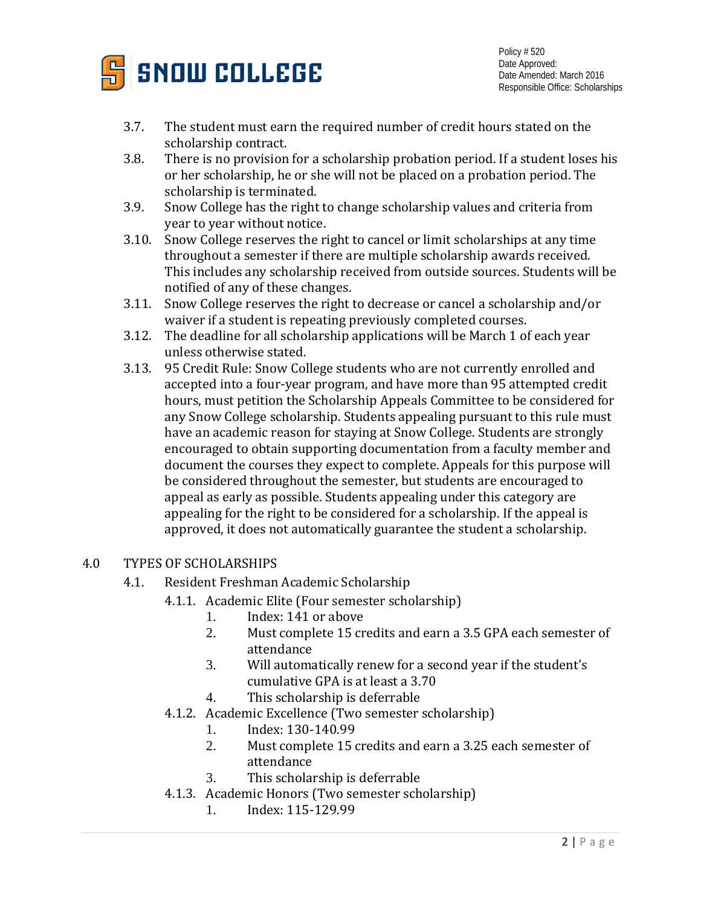3.7. The student must earn the required number of credit hours stated on the scholarship contract.

3.8. There is no provision for a scholarship probation period. If a student loses his or her scholarship, he or she will not be placed on a probation period. The scholarship is terminated.

3.9. Snow College has the right to change scholarship values and criteria from year to year without notice.

3.10. Snow College reserves the right to cancel or limit scholarships at any time throughout a semester if there are multiple scholarship awards received. This includes any scholarship received from outside sources. Students will be notified of any of these changes.

3.11. Snow College reserves the right to decrease or cancel a scholarship and/or waiver if a student is repeating previously completed courses.

3.12. The deadline for all scholarship applications will be March 1 of each year unless otherwise stated.

3.13. 95 Credit Rule: Snow College students who are not currently enrolled and accepted into a four-year program, and have more than 95 attempted credit hours, must petition the Scholarship Appeals Committee to be considered for any Snow College scholarship. Students appealing pursuant to this rule must have an academic reason for staying at Snow College. Students are strongly encouraged to obtain supporting documentation from a faculty member and document the courses they expect to complete. Appeals for this purpose will be considered throughout the semester, but students are encouraged to appeal as early as possible. Students appealing under this category are appealing for the right to be considered for a scholarship. If the appeal is approved, it does not automatically guarantee the student a scholarship.

## 4.0 TYPES OF SCHOLARSHIPS

4.1. Resident Freshman Academic Scholarship

4.1.1. Academic Elite (Four semester scholarship)

1. Index: 141 or above
2. Must complete 15 credits and earn a 3.5 GPA each semester of attendance
3. Will automatically renew for a second year if the student's cumulative GPA is at least a 3.70
4. This scholarship is deferrable

4.1.2. Academic Excellence (Two semester scholarship)

1. Index: 130-140.99
2. Must complete 15 credits and earn a 3.25 each semester of attendance
3. This scholarship is deferrable

4.1.3. Academic Honors (Two semester scholarship)

1. Index: 115-129.99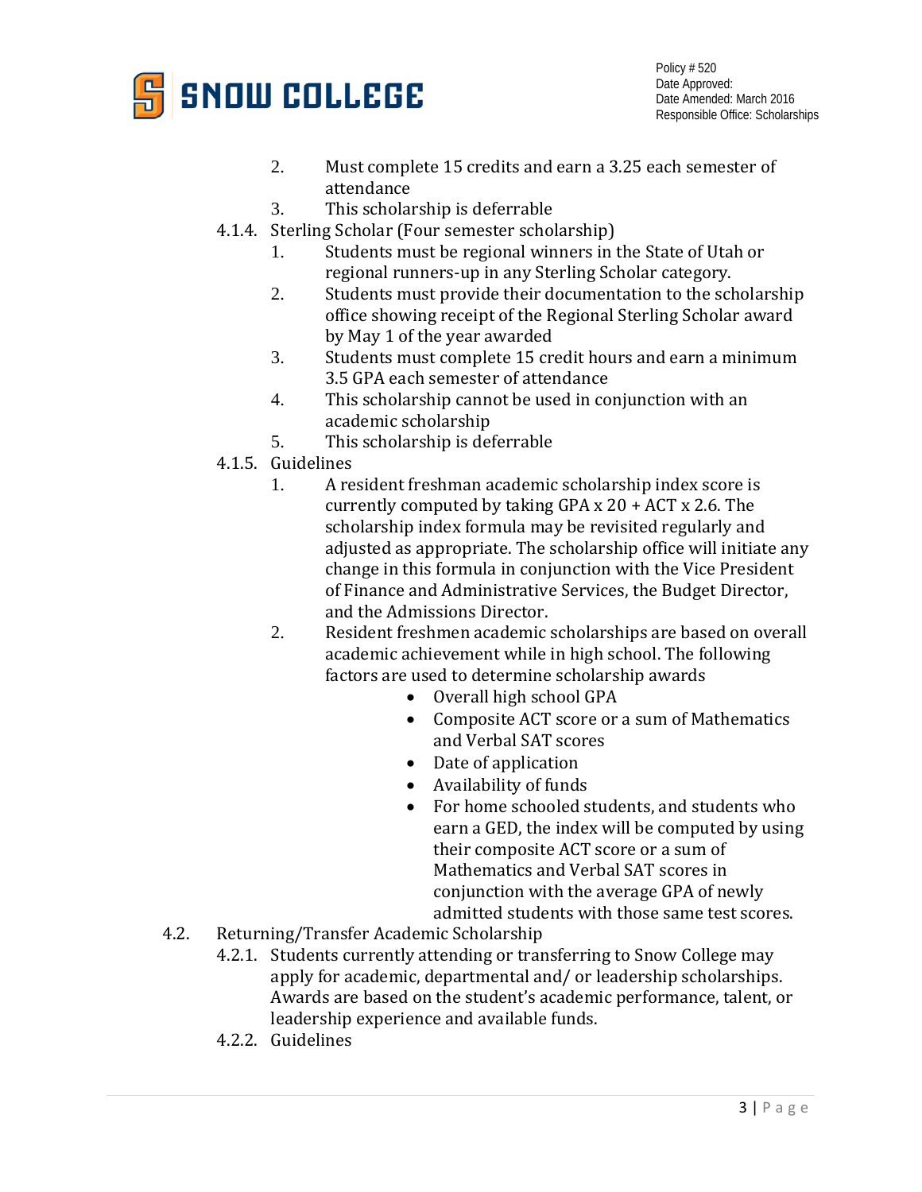2. Must complete 15 credits and earn a 3.25 each semester of attendance
3. This scholarship is deferrable

4.1.4. Sterling Scholar (Four semester scholarship)

1. Students must be regional winners in the State of Utah or regional runners-up in any Sterling Scholar category.
2. Students must provide their documentation to the scholarship office showing receipt of the Regional Sterling Scholar award by May 1 of the year awarded
3. Students must complete 15 credit hours and earn a minimum 3.5 GPA each semester of attendance
4. This scholarship cannot be used in conjunction with an academic scholarship
5. This scholarship is deferrable

4.1.5. Guidelines

1. A resident freshman academic scholarship index score is currently computed by taking GPA x 20 + ACT x 2.6. The scholarship index formula may be revisited regularly and adjusted as appropriate. The scholarship office will initiate any change in this formula in conjunction with the Vice President of Finance and Administrative Services, the Budget Director, and the Admissions Director.
2. Resident freshmen academic scholarships are based on overall academic achievement while in high school. The following factors are used to determine scholarship awards
   - Overall high school GPA
   - Composite ACT score or a sum of Mathematics and Verbal SAT scores
   - Date of application
   - Availability of funds
   - For home schooled students, and students who earn a GED, the index will be computed by using their composite ACT score or a sum of Mathematics and Verbal SAT scores in conjunction with the average GPA of newly admitted students with those same test scores.

4.2. Returning/Transfer Academic Scholarship

4.2.1. Students currently attending or transferring to Snow College may apply for academic, departmental and/ or leadership scholarships. Awards are based on the student's academic performance, talent, or leadership experience and available funds.

4.2.2. Guidelines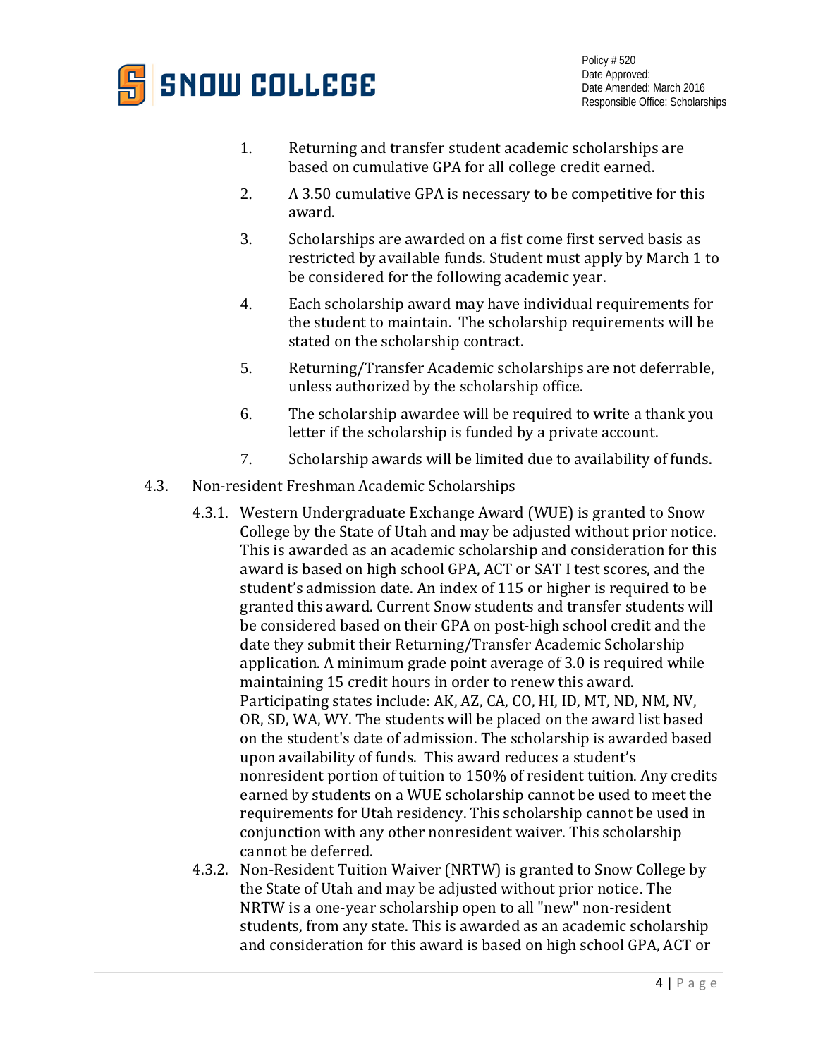1. Returning and transfer student academic scholarships are based on cumulative GPA for all college credit earned.
2. A 3.50 cumulative GPA is necessary to be competitive for this award.
3. Scholarships are awarded on a fist come first served basis as restricted by available funds. Student must apply by March 1 to be considered for the following academic year.
4. Each scholarship award may have individual requirements for the student to maintain. The scholarship requirements will be stated on the scholarship contract.
5. Returning/Transfer Academic scholarships are not deferrable, unless authorized by the scholarship office.
6. The scholarship awardee will be required to write a thank you letter if the scholarship is funded by a private account.
7. Scholarship awards will be limited due to availability of funds.

4.3. Non-resident Freshman Academic Scholarships

4.3.1. Western Undergraduate Exchange Award (WUE) is granted to Snow College by the State of Utah and may be adjusted without prior notice. This is awarded as an academic scholarship and consideration for this award is based on high school GPA, ACT or SAT I test scores, and the student's admission date. An index of 115 or higher is required to be granted this award. Current Snow students and transfer students will be considered based on their GPA on post-high school credit and the date they submit their Returning/Transfer Academic Scholarship application. A minimum grade point average of 3.0 is required while maintaining 15 credit hours in order to renew this award. Participating states include: AK, AZ, CA, CO, HI, ID, MT, ND, NM, NV, OR, SD, WA, WY. The students will be placed on the award list based on the student's date of admission. The scholarship is awarded based upon availability of funds. This award reduces a student's nonresident portion of tuition to 150% of resident tuition. Any credits earned by students on a WUE scholarship cannot be used to meet the requirements for Utah residency. This scholarship cannot be used in conjunction with any other nonresident waiver. This scholarship cannot be deferred.

4.3.2. Non-Resident Tuition Waiver (NRTW) is granted to Snow College by the State of Utah and may be adjusted without prior notice. The NRTW is a one-year scholarship open to all "new" non-resident students, from any state. This is awarded as an academic scholarship and consideration for this award is based on high school GPA, ACT or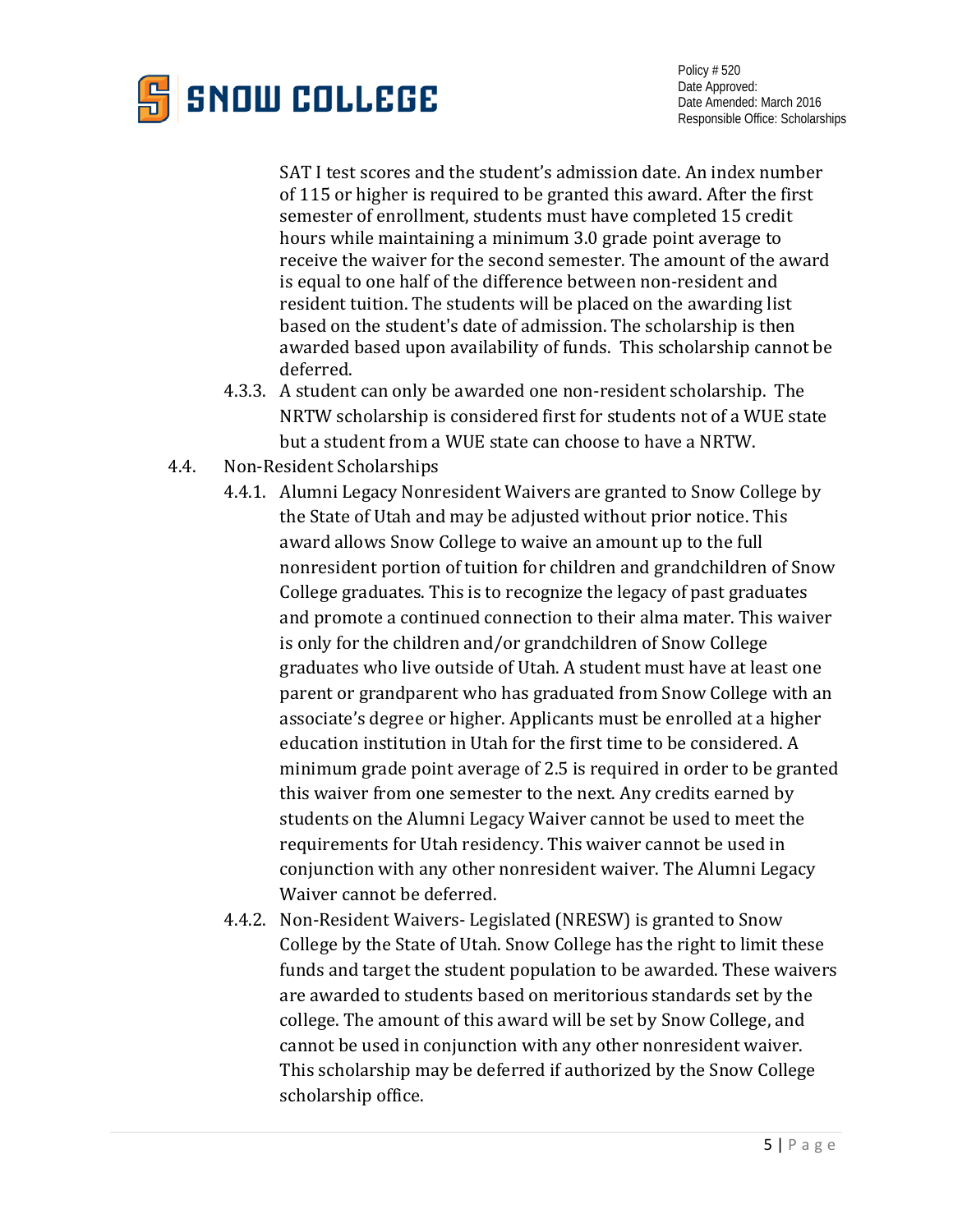SAT I test scores and the student's admission date. An index number of 115 or higher is required to be granted this award. After the first semester of enrollment, students must have completed 15 credit hours while maintaining a minimum 3.0 grade point average to receive the waiver for the second semester. The amount of the award is equal to one half of the difference between non-resident and resident tuition. The students will be placed on the awarding list based on the student's date of admission. The scholarship is then awarded based upon availability of funds. This scholarship cannot be deferred.

4.3.3. A student can only be awarded one non-resident scholarship. The NRTW scholarship is considered first for students not of a WUE state but a student from a WUE state can choose to have a NRTW.

4.4. Non-Resident Scholarships

4.4.1. Alumni Legacy Nonresident Waivers are granted to Snow College by the State of Utah and may be adjusted without prior notice. This award allows Snow College to waive an amount up to the full nonresident portion of tuition for children and grandchildren of Snow College graduates. This is to recognize the legacy of past graduates and promote a continued connection to their alma mater. This waiver is only for the children and/or grandchildren of Snow College graduates who live outside of Utah. A student must have at least one parent or grandparent who has graduated from Snow College with an associate's degree or higher. Applicants must be enrolled at a higher education institution in Utah for the first time to be considered. A minimum grade point average of 2.5 is required in order to be granted this waiver from one semester to the next. Any credits earned by students on the Alumni Legacy Waiver cannot be used to meet the requirements for Utah residency. This waiver cannot be used in conjunction with any other nonresident waiver. The Alumni Legacy Waiver cannot be deferred.

4.4.2. Non-Resident Waivers- Legislated (NRESW) is granted to Snow College by the State of Utah. Snow College has the right to limit these funds and target the student population to be awarded. These waivers are awarded to students based on meritorious standards set by the college. The amount of this award will be set by Snow College, and cannot be used in conjunction with any other nonresident waiver. This scholarship may be deferred if authorized by the Snow College scholarship office.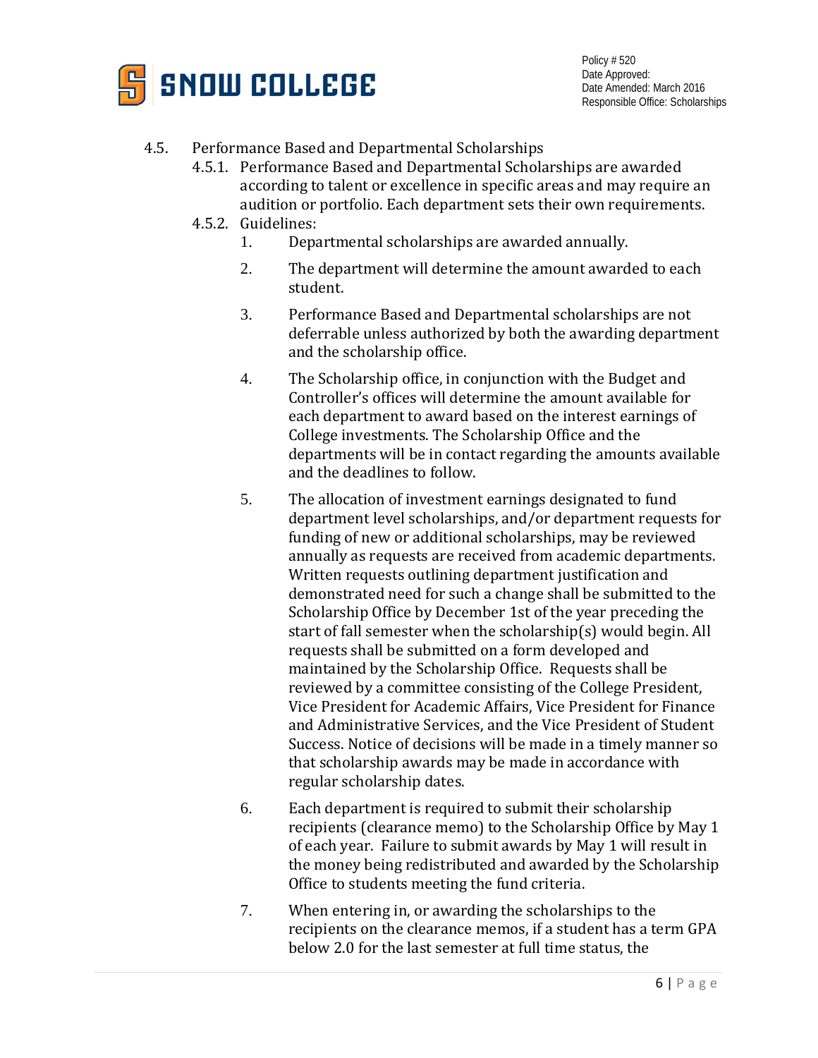4.5. Performance Based and Departmental Scholarships

4.5.1. Performance Based and Departmental Scholarships are awarded according to talent or excellence in specific areas and may require an audition or portfolio. Each department sets their own requirements.

4.5.2. Guidelines:

1. Departmental scholarships are awarded annually.

2. The department will determine the amount awarded to each student.

3. Performance Based and Departmental scholarships are not deferrable unless authorized by both the awarding department and the scholarship office.

4. The Scholarship office, in conjunction with the Budget and Controller's offices will determine the amount available for each department to award based on the interest earnings of College investments. The Scholarship Office and the departments will be in contact regarding the amounts available and the deadlines to follow.

5. The allocation of investment earnings designated to fund department level scholarships, and/or department requests for funding of new or additional scholarships, may be reviewed annually as requests are received from academic departments. Written requests outlining department justification and demonstrated need for such a change shall be submitted to the Scholarship Office by December 1st of the year preceding the start of fall semester when the scholarship(s) would begin. All requests shall be submitted on a form developed and maintained by the Scholarship Office. Requests shall be reviewed by a committee consisting of the College President, Vice President for Academic Affairs, Vice President for Finance and Administrative Services, and the Vice President of Student Success. Notice of decisions will be made in a timely manner so that scholarship awards may be made in accordance with regular scholarship dates.

6. Each department is required to submit their scholarship recipients (clearance memo) to the Scholarship Office by May 1 of each year. Failure to submit awards by May 1 will result in the money being redistributed and awarded by the Scholarship Office to students meeting the fund criteria.

7. When entering in, or awarding the scholarships to the recipients on the clearance memos, if a student has a term GPA below 2.0 for the last semester at full time status, the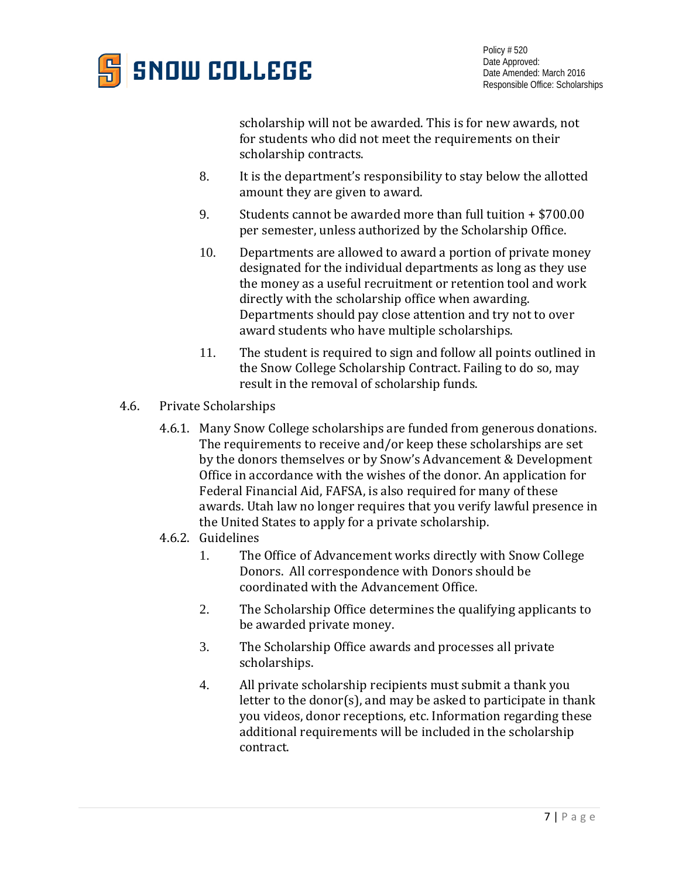scholarship will not be awarded. This is for new awards, not for students who did not meet the requirements on their scholarship contracts.

8. It is the department's responsibility to stay below the allotted amount they are given to award.
9. Students cannot be awarded more than full tuition + $700.00 per semester, unless authorized by the Scholarship Office.
10. Departments are allowed to award a portion of private money designated for the individual departments as long as they use the money as a useful recruitment or retention tool and work directly with the scholarship office when awarding. Departments should pay close attention and try not to over award students who have multiple scholarships.
11. The student is required to sign and follow all points outlined in the Snow College Scholarship Contract. Failing to do so, may result in the removal of scholarship funds.

4.6. Private Scholarships

4.6.1. Many Snow College scholarships are funded from generous donations. The requirements to receive and/or keep these scholarships are set by the donors themselves or by Snow's Advancement & Development Office in accordance with the wishes of the donor. An application for Federal Financial Aid, FAFSA, is also required for many of these awards. Utah law no longer requires that you verify lawful presence in the United States to apply for a private scholarship.

4.6.2. Guidelines

1. The Office of Advancement works directly with Snow College Donors. All correspondence with Donors should be coordinated with the Advancement Office.
2. The Scholarship Office determines the qualifying applicants to be awarded private money.
3. The Scholarship Office awards and processes all private scholarships.
4. All private scholarship recipients must submit a thank you letter to the donor(s), and may be asked to participate in thank you videos, donor receptions, etc. Information regarding these additional requirements will be included in the scholarship contract.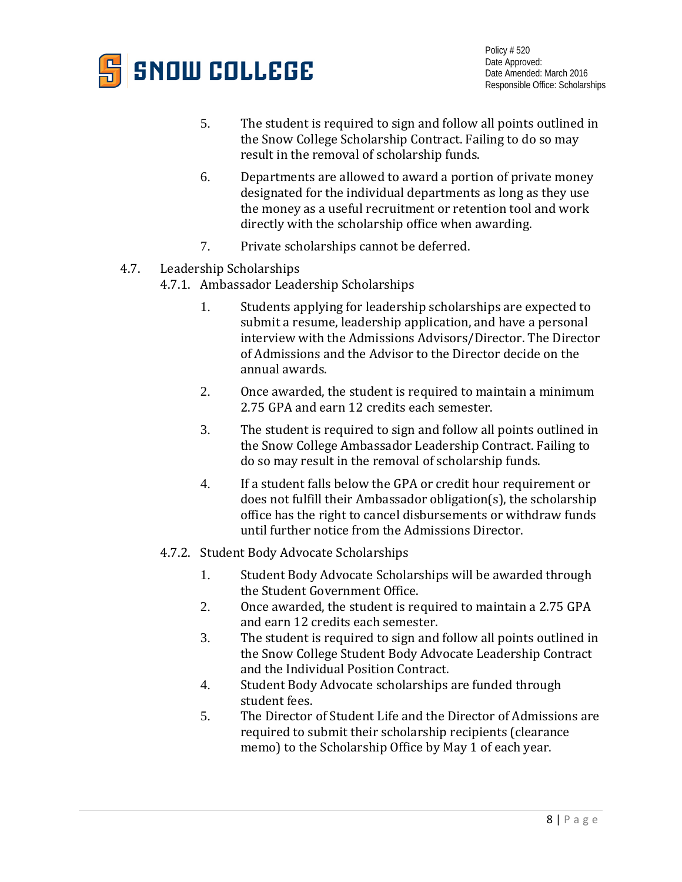5. The student is required to sign and follow all points outlined in the Snow College Scholarship Contract. Failing to do so may result in the removal of scholarship funds.

6. Departments are allowed to award a portion of private money designated for the individual departments as long as they use the money as a useful recruitment or retention tool and work directly with the scholarship office when awarding.

7. Private scholarships cannot be deferred.

4.7. Leadership Scholarships

4.7.1. Ambassador Leadership Scholarships

1. Students applying for leadership scholarships are expected to submit a resume, leadership application, and have a personal interview with the Admissions Advisors/Director. The Director of Admissions and the Advisor to the Director decide on the annual awards.

2. Once awarded, the student is required to maintain a minimum 2.75 GPA and earn 12 credits each semester.

3. The student is required to sign and follow all points outlined in the Snow College Ambassador Leadership Contract. Failing to do so may result in the removal of scholarship funds.

4. If a student falls below the GPA or credit hour requirement or does not fulfill their Ambassador obligation(s), the scholarship office has the right to cancel disbursements or withdraw funds until further notice from the Admissions Director.

4.7.2. Student Body Advocate Scholarships

1. Student Body Advocate Scholarships will be awarded through the Student Government Office.
2. Once awarded, the student is required to maintain a 2.75 GPA and earn 12 credits each semester.
3. The student is required to sign and follow all points outlined in the Snow College Student Body Advocate Leadership Contract and the Individual Position Contract.
4. Student Body Advocate scholarships are funded through student fees.
5. The Director of Student Life and the Director of Admissions are required to submit their scholarship recipients (clearance memo) to the Scholarship Office by May 1 of each year.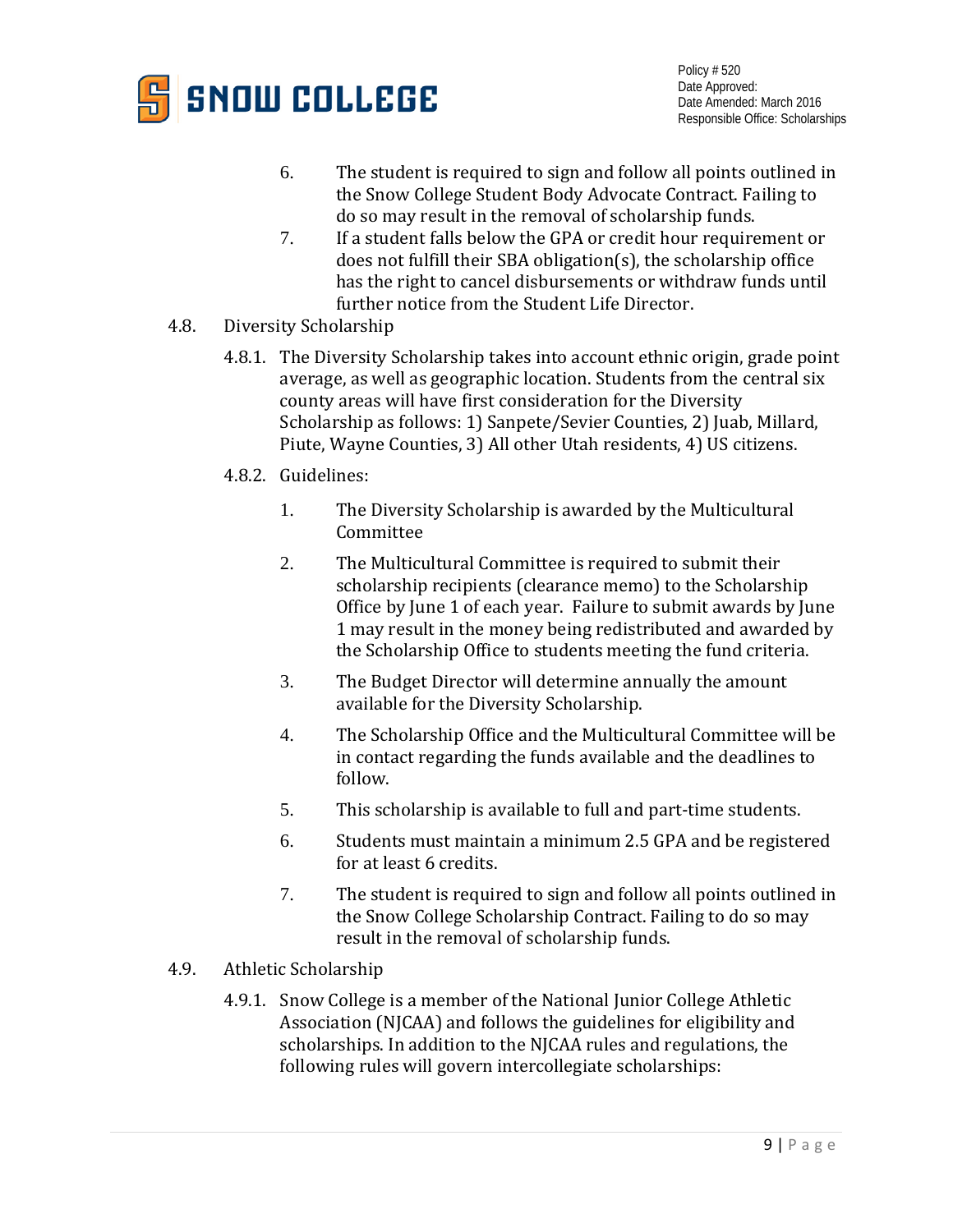6. The student is required to sign and follow all points outlined in the Snow College Student Body Advocate Contract. Failing to do so may result in the removal of scholarship funds.
7. If a student falls below the GPA or credit hour requirement or does not fulfill their SBA obligation(s), the scholarship office has the right to cancel disbursements or withdraw funds until further notice from the Student Life Director.

4.8. Diversity Scholarship

4.8.1. The Diversity Scholarship takes into account ethnic origin, grade point average, as well as geographic location. Students from the central six county areas will have first consideration for the Diversity Scholarship as follows: 1) Sanpete/Sevier Counties, 2) Juab, Millard, Piute, Wayne Counties, 3) All other Utah residents, 4) US citizens.

4.8.2. Guidelines:

1. The Diversity Scholarship is awarded by the Multicultural Committee
2. The Multicultural Committee is required to submit their scholarship recipients (clearance memo) to the Scholarship Office by June 1 of each year. Failure to submit awards by June 1 may result in the money being redistributed and awarded by the Scholarship Office to students meeting the fund criteria.
3. The Budget Director will determine annually the amount available for the Diversity Scholarship.
4. The Scholarship Office and the Multicultural Committee will be in contact regarding the funds available and the deadlines to follow.
5. This scholarship is available to full and part-time students.
6. Students must maintain a minimum 2.5 GPA and be registered for at least 6 credits.
7. The student is required to sign and follow all points outlined in the Snow College Scholarship Contract. Failing to do so may result in the removal of scholarship funds.

4.9. Athletic Scholarship

4.9.1. Snow College is a member of the National Junior College Athletic Association (NJCAA) and follows the guidelines for eligibility and scholarships. In addition to the NJCAA rules and regulations, the following rules will govern intercollegiate scholarships: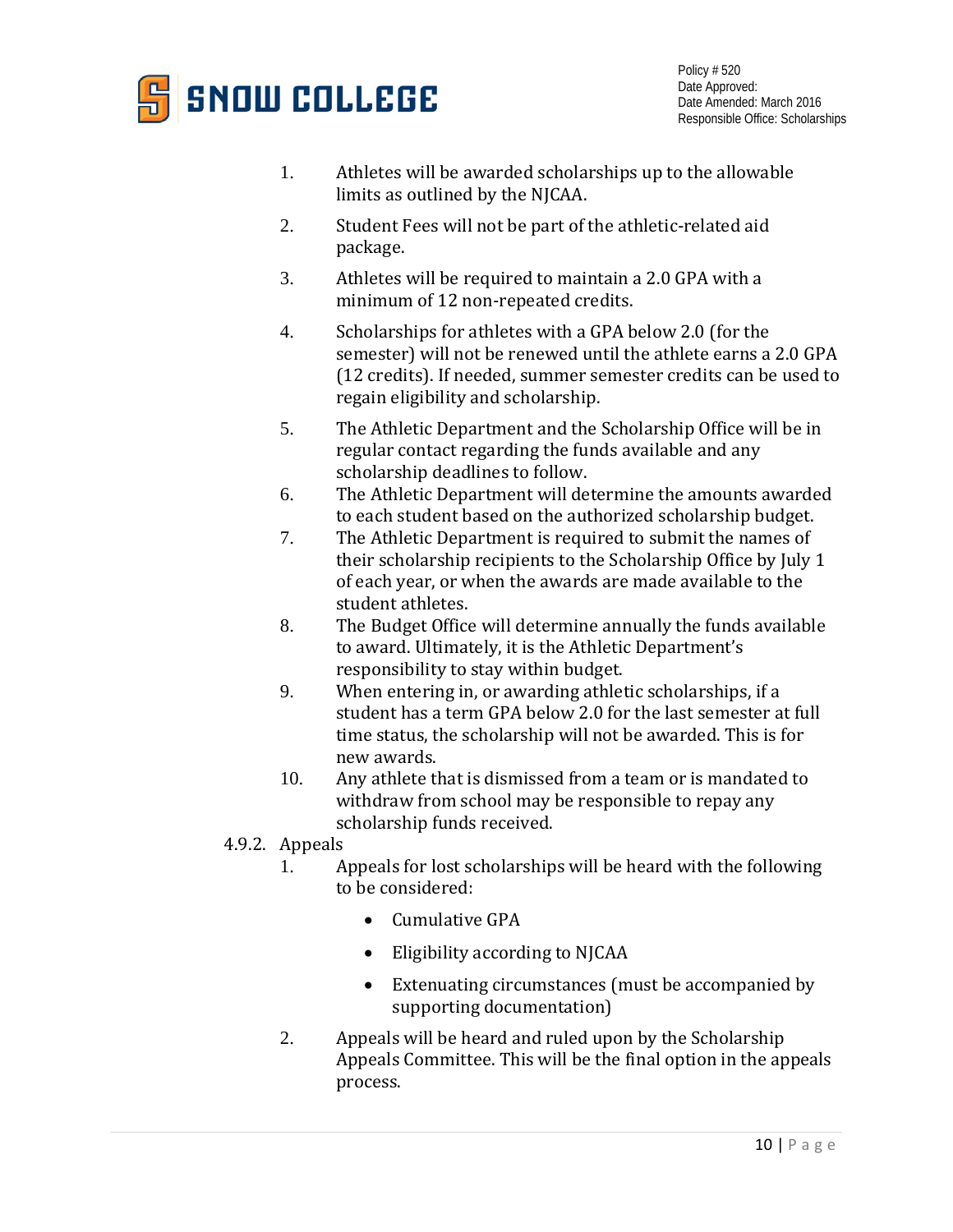1. Athletes will be awarded scholarships up to the allowable limits as outlined by the NJCAA.
2. Student Fees will not be part of the athletic-related aid package.
3. Athletes will be required to maintain a 2.0 GPA with a minimum of 12 non-repeated credits.
4. Scholarships for athletes with a GPA below 2.0 (for the semester) will not be renewed until the athlete earns a 2.0 GPA (12 credits). If needed, summer semester credits can be used to regain eligibility and scholarship.
5. The Athletic Department and the Scholarship Office will be in regular contact regarding the funds available and any scholarship deadlines to follow.
6. The Athletic Department will determine the amounts awarded to each student based on the authorized scholarship budget.
7. The Athletic Department is required to submit the names of their scholarship recipients to the Scholarship Office by July 1 of each year, or when the awards are made available to the student athletes.
8. The Budget Office will determine annually the funds available to award. Ultimately, it is the Athletic Department's responsibility to stay within budget.
9. When entering in, or awarding athletic scholarships, if a student has a term GPA below 2.0 for the last semester at full time status, the scholarship will not be awarded. This is for new awards.
10. Any athlete that is dismissed from a team or is mandated to withdraw from school may be responsible to repay any scholarship funds received.

4.9.2. Appeals

1. Appeals for lost scholarships will be heard with the following to be considered:
    - Cumulative GPA
    - Eligibility according to NJCAA
    - Extenuating circumstances (must be accompanied by supporting documentation)
2. Appeals will be heard and ruled upon by the Scholarship Appeals Committee. This will be the final option in the appeals process.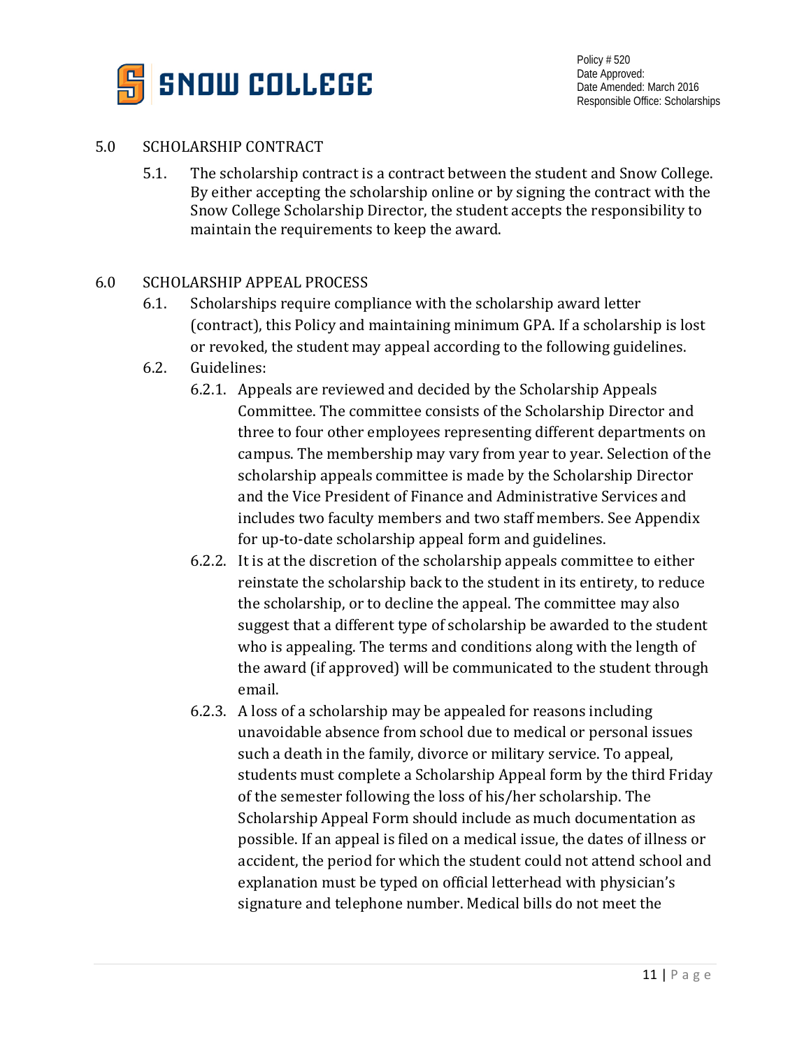## 5.0 SCHOLARSHIP CONTRACT

5.1. The scholarship contract is a contract between the student and Snow College. By either accepting the scholarship online or by signing the contract with the Snow College Scholarship Director, the student accepts the responsibility to maintain the requirements to keep the award.

## 6.0 SCHOLARSHIP APPEAL PROCESS

6.1. Scholarships require compliance with the scholarship award letter (contract), this Policy and maintaining minimum GPA. If a scholarship is lost or revoked, the student may appeal according to the following guidelines.

6.2. Guidelines:

6.2.1. Appeals are reviewed and decided by the Scholarship Appeals Committee. The committee consists of the Scholarship Director and three to four other employees representing different departments on campus. The membership may vary from year to year. Selection of the scholarship appeals committee is made by the Scholarship Director and the Vice President of Finance and Administrative Services and includes two faculty members and two staff members. See Appendix for up-to-date scholarship appeal form and guidelines.

6.2.2. It is at the discretion of the scholarship appeals committee to either reinstate the scholarship back to the student in its entirety, to reduce the scholarship, or to decline the appeal. The committee may also suggest that a different type of scholarship be awarded to the student who is appealing. The terms and conditions along with the length of the award (if approved) will be communicated to the student through email.

6.2.3. A loss of a scholarship may be appealed for reasons including unavoidable absence from school due to medical or personal issues such a death in the family, divorce or military service. To appeal, students must complete a Scholarship Appeal form by the third Friday of the semester following the loss of his/her scholarship. The Scholarship Appeal Form should include as much documentation as possible. If an appeal is filed on a medical issue, the dates of illness or accident, the period for which the student could not attend school and explanation must be typed on official letterhead with physician's signature and telephone number. Medical bills do not meet the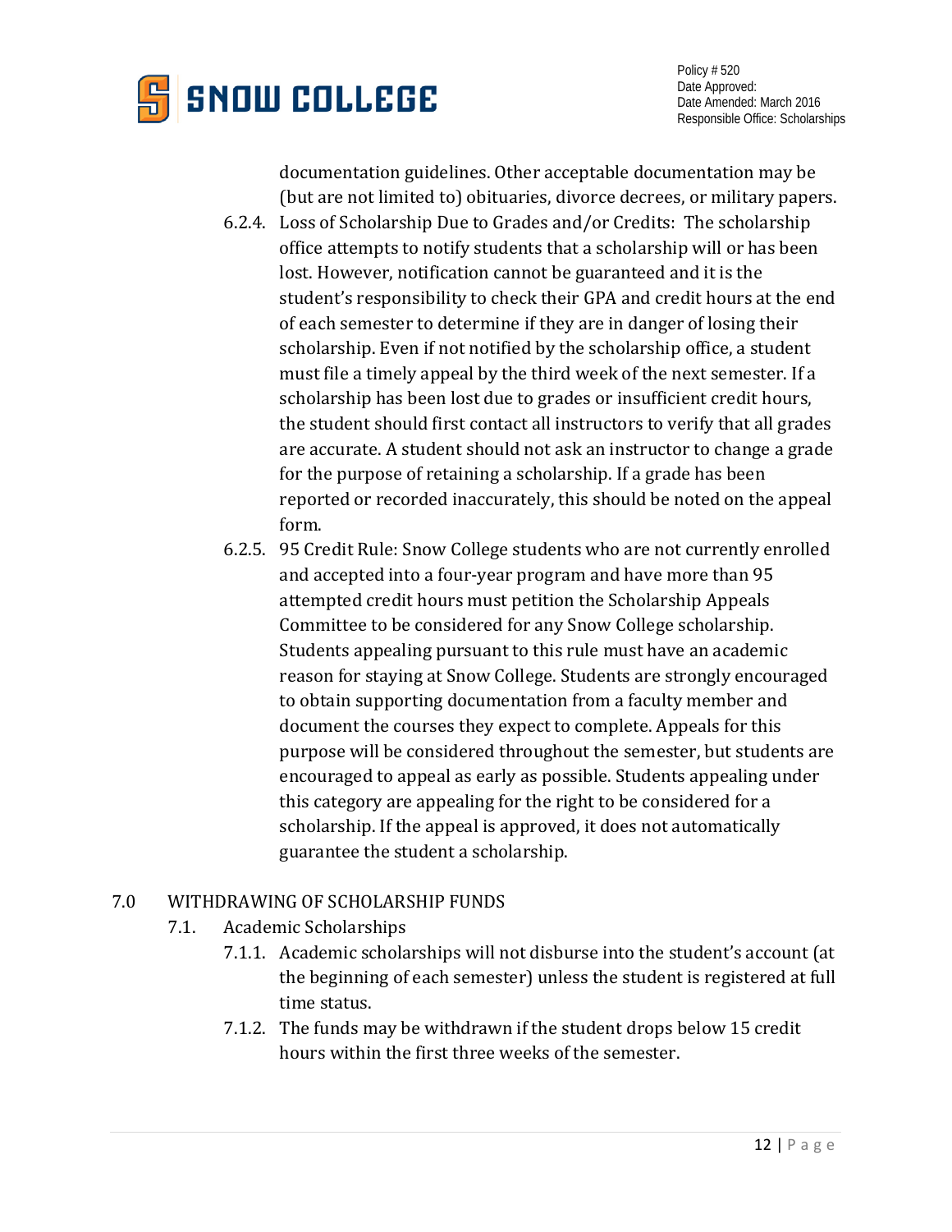documentation guidelines. Other acceptable documentation may be (but are not limited to) obituaries, divorce decrees, or military papers.

6.2.4. Loss of Scholarship Due to Grades and/or Credits: The scholarship office attempts to notify students that a scholarship will or has been lost. However, notification cannot be guaranteed and it is the student's responsibility to check their GPA and credit hours at the end of each semester to determine if they are in danger of losing their scholarship. Even if not notified by the scholarship office, a student must file a timely appeal by the third week of the next semester. If a scholarship has been lost due to grades or insufficient credit hours, the student should first contact all instructors to verify that all grades are accurate. A student should not ask an instructor to change a grade for the purpose of retaining a scholarship. If a grade has been reported or recorded inaccurately, this should be noted on the appeal form.

6.2.5. 95 Credit Rule: Snow College students who are not currently enrolled and accepted into a four-year program and have more than 95 attempted credit hours must petition the Scholarship Appeals Committee to be considered for any Snow College scholarship. Students appealing pursuant to this rule must have an academic reason for staying at Snow College. Students are strongly encouraged to obtain supporting documentation from a faculty member and document the courses they expect to complete. Appeals for this purpose will be considered throughout the semester, but students are encouraged to appeal as early as possible. Students appealing under this category are appealing for the right to be considered for a scholarship. If the appeal is approved, it does not automatically guarantee the student a scholarship.

## 7.0 WITHDRAWING OF SCHOLARSHIP FUNDS

### 7.1. Academic Scholarships

7.1.1. Academic scholarships will not disburse into the student's account (at the beginning of each semester) unless the student is registered at full time status.

7.1.2. The funds may be withdrawn if the student drops below 15 credit hours within the first three weeks of the semester.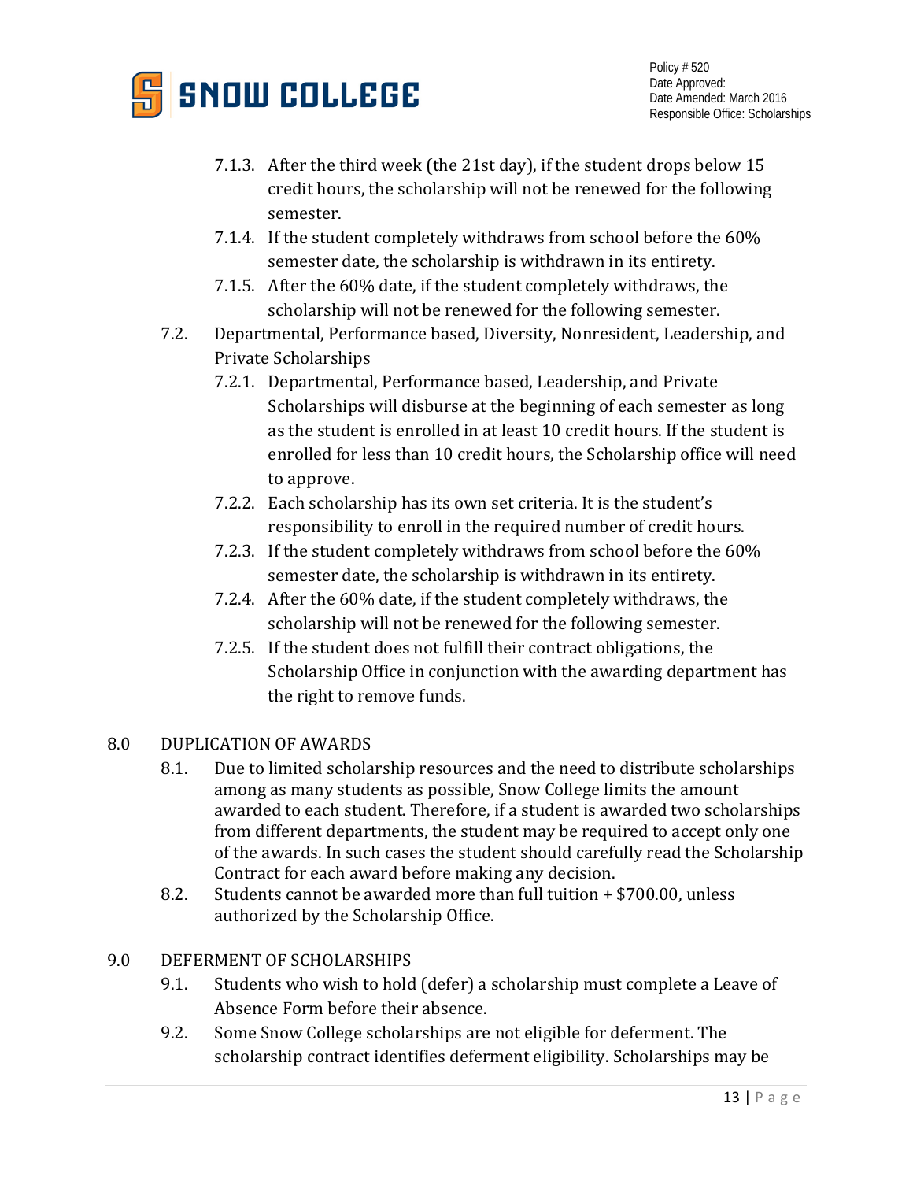7.1.3. After the third week (the 21st day), if the student drops below 15 credit hours, the scholarship will not be renewed for the following semester.

7.1.4. If the student completely withdraws from school before the 60% semester date, the scholarship is withdrawn in its entirety.

7.1.5. After the 60% date, if the student completely withdraws, the scholarship will not be renewed for the following semester.

7.2. Departmental, Performance based, Diversity, Nonresident, Leadership, and Private Scholarships

7.2.1. Departmental, Performance based, Leadership, and Private Scholarships will disburse at the beginning of each semester as long as the student is enrolled in at least 10 credit hours. If the student is enrolled for less than 10 credit hours, the Scholarship office will need to approve.

7.2.2. Each scholarship has its own set criteria. It is the student's responsibility to enroll in the required number of credit hours.

7.2.3. If the student completely withdraws from school before the 60% semester date, the scholarship is withdrawn in its entirety.

7.2.4. After the 60% date, if the student completely withdraws, the scholarship will not be renewed for the following semester.

7.2.5. If the student does not fulfill their contract obligations, the Scholarship Office in conjunction with the awarding department has the right to remove funds.

## 8.0 DUPLICATION OF AWARDS

8.1. Due to limited scholarship resources and the need to distribute scholarships among as many students as possible, Snow College limits the amount awarded to each student. Therefore, if a student is awarded two scholarships from different departments, the student may be required to accept only one of the awards. In such cases the student should carefully read the Scholarship Contract for each award before making any decision.

8.2. Students cannot be awarded more than full tuition + $700.00, unless authorized by the Scholarship Office.

## 9.0 DEFERMENT OF SCHOLARSHIPS

9.1. Students who wish to hold (defer) a scholarship must complete a Leave of Absence Form before their absence.

9.2. Some Snow College scholarships are not eligible for deferment. The scholarship contract identifies deferment eligibility. Scholarships may be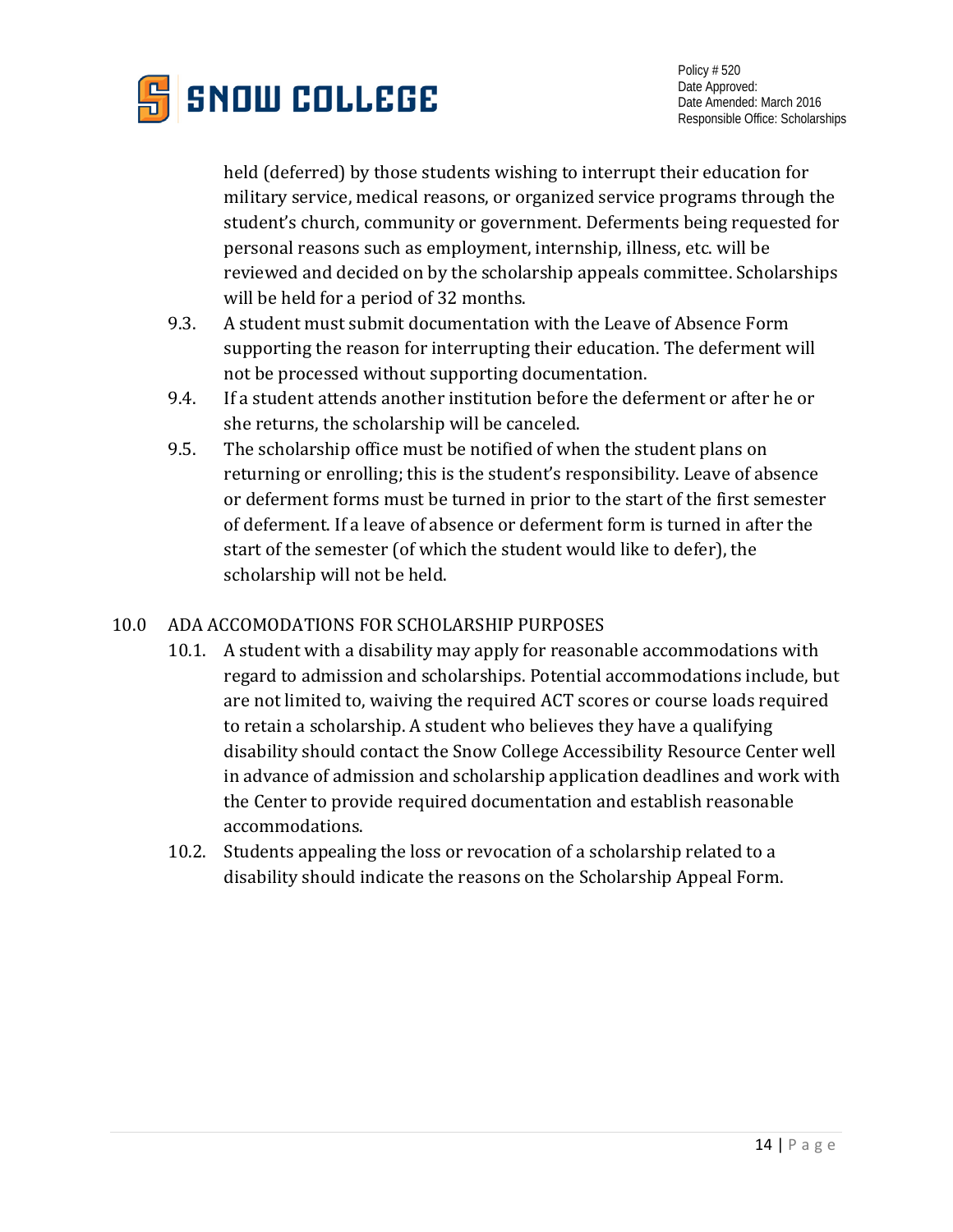held (deferred) by those students wishing to interrupt their education for military service, medical reasons, or organized service programs through the student's church, community or government. Deferments being requested for personal reasons such as employment, internship, illness, etc. will be reviewed and decided on by the scholarship appeals committee. Scholarships will be held for a period of 32 months.

9.3. A student must submit documentation with the Leave of Absence Form supporting the reason for interrupting their education. The deferment will not be processed without supporting documentation.

9.4. If a student attends another institution before the deferment or after he or she returns, the scholarship will be canceled.

9.5. The scholarship office must be notified of when the student plans on returning or enrolling; this is the student's responsibility. Leave of absence or deferment forms must be turned in prior to the start of the first semester of deferment. If a leave of absence or deferment form is turned in after the start of the semester (of which the student would like to defer), the scholarship will not be held.

## 10.0 ADA ACCOMODATIONS FOR SCHOLARSHIP PURPOSES

10.1. A student with a disability may apply for reasonable accommodations with regard to admission and scholarships. Potential accommodations include, but are not limited to, waiving the required ACT scores or course loads required to retain a scholarship. A student who believes they have a qualifying disability should contact the Snow College Accessibility Resource Center well in advance of admission and scholarship application deadlines and work with the Center to provide required documentation and establish reasonable accommodations.

10.2. Students appealing the loss or revocation of a scholarship related to a disability should indicate the reasons on the Scholarship Appeal Form.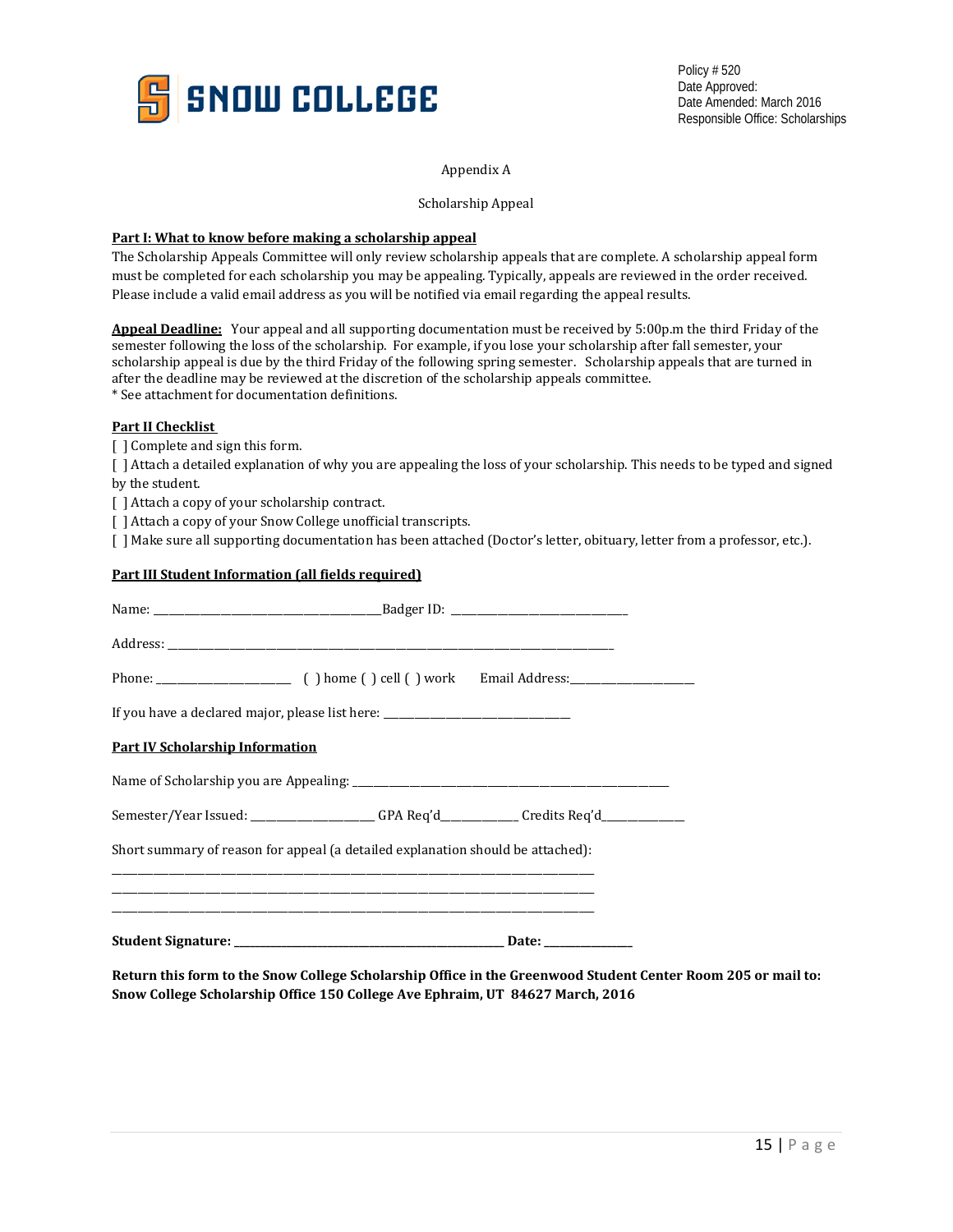Policy # 520
Date Approved:
Date Amended: March 2016
Responsible Office: Scholarships

Appendix A

Scholarship Appeal

**Part I: What to know before making a scholarship appeal**

The Scholarship Appeals Committee will only review scholarship appeals that are complete. A scholarship appeal form must be completed for each scholarship you may be appealing. Typically, appeals are reviewed in the order received. Please include a valid email address as you will be notified via email regarding the appeal results.

**Appeal Deadline:** Your appeal and all supporting documentation must be received by 5:00p.m the third Friday of the semester following the loss of the scholarship. For example, if you lose your scholarship after fall semester, your scholarship appeal is due by the third Friday of the following spring semester. Scholarship appeals that are turned in after the deadline may be reviewed at the discretion of the scholarship appeals committee.
* See attachment for documentation definitions.

**Part II Checklist**

[ ] Complete and sign this form.
[ ] Attach a detailed explanation of why you are appealing the loss of your scholarship. This needs to be typed and signed by the student.
[ ] Attach a copy of your scholarship contract.
[ ] Attach a copy of your Snow College unofficial transcripts.
[ ] Make sure all supporting documentation has been attached (Doctor's letter, obituary, letter from a professor, etc.).

**Part III Student Information (all fields required)**

Name: ______________________________Badger ID: ________________________

Address: ____________________________________________________________

Phone: ________________ ( ) home ( ) cell ( ) work Email Address:________________

If you have a declared major, please list here: _________________________

**Part IV Scholarship Information**

Name of Scholarship you are Appealing: _____________________________________

Semester/Year Issued: ________________ GPA Req'd__________ Credits Req'd__________

Short summary of reason for appeal (a detailed explanation should be attached):
_______________________________________________________________
_______________________________________________________________
_______________________________________________________________

**Student Signature: ____________________________________ Date: ____________**

**Return this form to the Snow College Scholarship Office in the Greenwood Student Center Room 205 or mail to: Snow College Scholarship Office 150 College Ave Ephraim, UT 84627 March, 2016**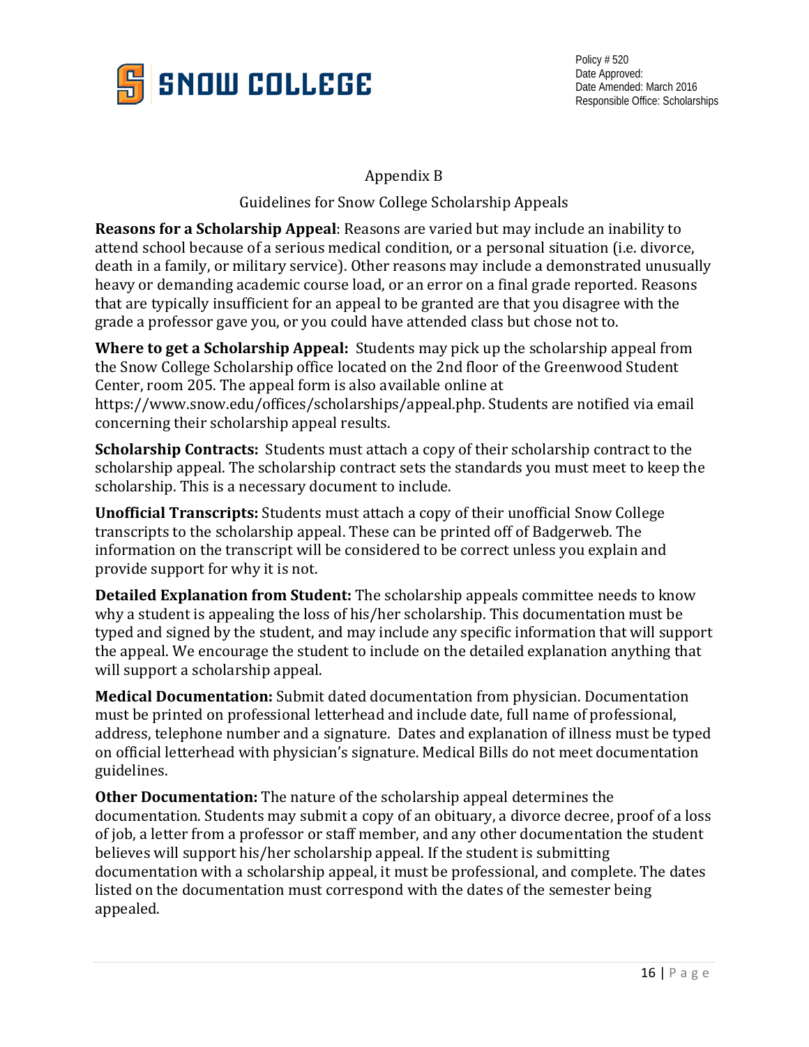Appendix B

Guidelines for Snow College Scholarship Appeals

**Reasons for a Scholarship Appeal**: Reasons are varied but may include an inability to attend school because of a serious medical condition, or a personal situation (i.e. divorce, death in a family, or military service). Other reasons may include a demonstrated unusually heavy or demanding academic course load, or an error on a final grade reported. Reasons that are typically insufficient for an appeal to be granted are that you disagree with the grade a professor gave you, or you could have attended class but chose not to.

**Where to get a Scholarship Appeal:** Students may pick up the scholarship appeal from the Snow College Scholarship office located on the 2nd floor of the Greenwood Student Center, room 205. The appeal form is also available online at https://www.snow.edu/offices/scholarships/appeal.php. Students are notified via email concerning their scholarship appeal results.

**Scholarship Contracts:** Students must attach a copy of their scholarship contract to the scholarship appeal. The scholarship contract sets the standards you must meet to keep the scholarship. This is a necessary document to include.

**Unofficial Transcripts:** Students must attach a copy of their unofficial Snow College transcripts to the scholarship appeal. These can be printed off of Badgerweb. The information on the transcript will be considered to be correct unless you explain and provide support for why it is not.

**Detailed Explanation from Student:** The scholarship appeals committee needs to know why a student is appealing the loss of his/her scholarship. This documentation must be typed and signed by the student, and may include any specific information that will support the appeal. We encourage the student to include on the detailed explanation anything that will support a scholarship appeal.

**Medical Documentation:** Submit dated documentation from physician. Documentation must be printed on professional letterhead and include date, full name of professional, address, telephone number and a signature. Dates and explanation of illness must be typed on official letterhead with physician's signature. Medical Bills do not meet documentation guidelines.

**Other Documentation:** The nature of the scholarship appeal determines the documentation. Students may submit a copy of an obituary, a divorce decree, proof of a loss of job, a letter from a professor or staff member, and any other documentation the student believes will support his/her scholarship appeal. If the student is submitting documentation with a scholarship appeal, it must be professional, and complete. The dates listed on the documentation must correspond with the dates of the semester being appealed.